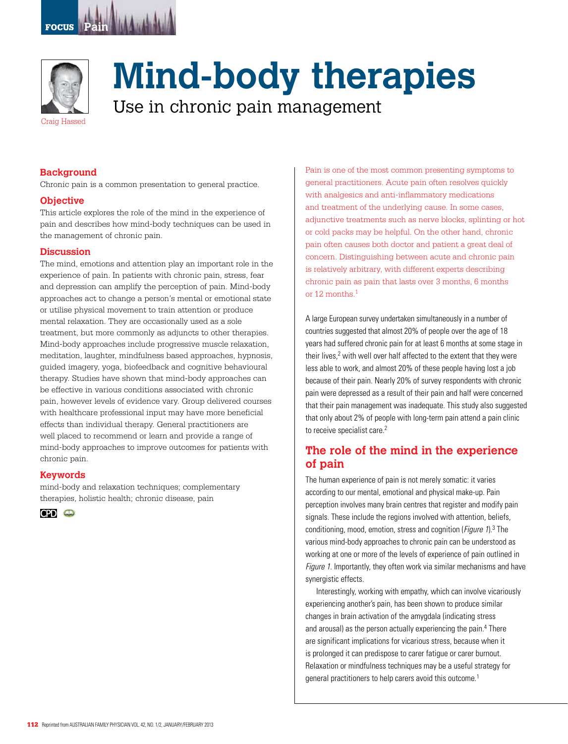# Mind-body therapies

## Use in chronic pain management

Craig Hassed

### Background

Chronic pain is a common presentation to general practice.

### Objective

This article explores the role of the mind in the experience of pain and describes how mind-body techniques can be used in the management of chronic pain.

### Discussion

The mind, emotions and attention play an important role in the experience of pain. In patients with chronic pain, stress, fear and depression can amplify the perception of pain. Mind-body approaches act to change a person's mental or emotional state or utilise physical movement to train attention or produce mental relaxation. They are occasionally used as a sole treatment, but more commonly as adjuncts to other therapies. Mind-body approaches include progressive muscle relaxation, meditation, laughter, mindfulness based approaches, hypnosis, guided imagery, yoga, biofeedback and cognitive behavioural therapy. Studies have shown that mind-body approaches can be effective in various conditions associated with chronic pain, however levels of evidence vary. Group delivered courses with healthcare professional input may have more beneficial effects than individual therapy. General practitioners are well placed to recommend or learn and provide a range of mind-body approaches to improve outcomes for patients with chronic pain.

### Keywords

mind-body and relaxation techniques; complementary therapies, holistic health; chronic disease, pain

CPD

Pain is one of the most common presenting symptoms to general practitioners. Acute pain often resolves quickly with analgesics and anti-inflammatory medications and treatment of the underlying cause. In some cases, adjunctive treatments such as nerve blocks, splinting or hot or cold packs may be helpful. On the other hand, chronic pain often causes both doctor and patient a great deal of concern. Distinguishing between acute and chronic pain is relatively arbitrary, with different experts describing chronic pain as pain that lasts over 3 months, 6 months or 12 months.[1]

A large European survey undertaken simultaneously in a number of countries suggested that almost 20% of people over the age of 18 years had suffered chronic pain for at least 6 months at some stage in their lives,[2] with well over half affected to the extent that they were less able to work, and almost 20% of these people having lost a job because of their pain. Nearly 20% of survey respondents with chronic pain were depressed as a result of their pain and half were concerned that their pain management was inadequate. This study also suggested that only about 2% of people with long-term pain attend a pain clinic to receive specialist care.[2]

## The role of the mind in the experience of pain

The human experience of pain is not merely somatic: it varies according to our mental, emotional and physical make-up. Pain perception involves many brain centres that register and modify pain signals. These include the regions involved with attention, beliefs, conditioning, mood, emotion, stress and cognition (*Figure 1*).[3] The various mind-body approaches to chronic pain can be understood as working at one or more of the levels of experience of pain outlined in *Figure 1*. Importantly, they often work via similar mechanisms and have synergistic effects.

Interestingly, working with empathy, which can involve vicariously experiencing another's pain, has been shown to produce similar changes in brain activation of the amygdala (indicating stress and arousal) as the person actually experiencing the pain.[4] There are significant implications for vicarious stress, because when it is prolonged it can predispose to carer fatigue or carer burnout. Relaxation or mindfulness techniques may be a useful strategy for general practitioners to help carers avoid this outcome.[1]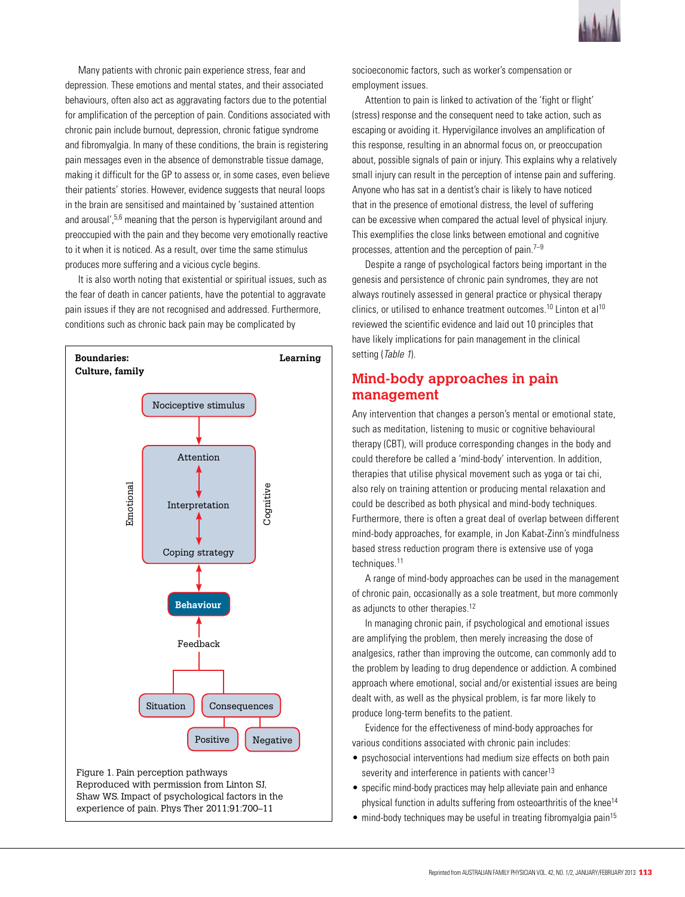Many patients with chronic pain experience stress, fear and depression. These emotions and mental states, and their associated behaviours, often also act as aggravating factors due to the potential for amplification of the perception of pain. Conditions associated with chronic pain include burnout, depression, chronic fatigue syndrome and fibromyalgia. In many of these conditions, the brain is registering pain messages even in the absence of demonstrable tissue damage, making it difficult for the GP to assess or, in some cases, even believe their patients' stories. However, evidence suggests that neural loops in the brain are sensitised and maintained by 'sustained attention and arousal',[5,6] meaning that the person is hypervigilant around and preoccupied with the pain and they become very emotionally reactive to it when it is noticed. As a result, over time the same stimulus produces more suffering and a vicious cycle begins.

It is also worth noting that existential or spiritual issues, such as the fear of death in cancer patients, have the potential to aggravate pain issues if they are not recognised and addressed. Furthermore, conditions such as chronic back pain may be complicated by socioeconomic factors, such as worker's compensation or employment issues.

Attention to pain is linked to activation of the 'fight or flight' (stress) response and the consequent need to take action, such as escaping or avoiding it. Hypervigilance involves an amplification of this response, resulting in an abnormal focus on, or preoccupation about, possible signals of pain or injury. This explains why a relatively small injury can result in the perception of intense pain and suffering. Anyone who has sat in a dentist's chair is likely to have noticed that in the presence of emotional distress, the level of suffering can be excessive when compared the actual level of physical injury. This exemplifies the close links between emotional and cognitive processes, attention and the perception of pain.[7–9]

Despite a range of psychological factors being important in the genesis and persistence of chronic pain syndromes, they are not always routinely assessed in general practice or physical therapy clinics, or utilised to enhance treatment outcomes.[10] Linton et al[10] reviewed the scientific evidence and laid out 10 principles that have likely implications for pain management in the clinical setting (*Table 1*).

Boundaries: Culture, family — Learning

Nociceptive stimulus → Attention ↔ Interpretation ↔ Coping strategy (Emotional / Cognitive) ↔ Behaviour ← Feedback — Situation; Consequences (Positive, Negative)

Figure 1. Pain perception pathways
Reproduced with permission from Linton SJ, Shaw WS. Impact of psychological factors in the experience of pain. Phys Ther 2011;91:700–11

## Mind-body approaches in pain management

Any intervention that changes a person's mental or emotional state, such as meditation, listening to music or cognitive behavioural therapy (CBT), will produce corresponding changes in the body and could therefore be called a 'mind-body' intervention. In addition, therapies that utilise physical movement such as yoga or tai chi, also rely on training attention or producing mental relaxation and could be described as both physical and mind-body techniques. Furthermore, there is often a great deal of overlap between different mind-body approaches, for example, in Jon Kabat-Zinn's mindfulness based stress reduction program there is extensive use of yoga techniques.[11]

A range of mind-body approaches can be used in the management of chronic pain, occasionally as a sole treatment, but more commonly as adjuncts to other therapies.[12]

In managing chronic pain, if psychological and emotional issues are amplifying the problem, then merely increasing the dose of analgesics, rather than improving the outcome, can commonly add to the problem by leading to drug dependence or addiction. A combined approach where emotional, social and/or existential issues are being dealt with, as well as the physical problem, is far more likely to produce long-term benefits to the patient.

Evidence for the effectiveness of mind-body approaches for various conditions associated with chronic pain includes:

- psychosocial interventions had medium size effects on both pain severity and interference in patients with cancer[13]
- specific mind-body practices may help alleviate pain and enhance physical function in adults suffering from osteoarthritis of the knee[14]
- mind-body techniques may be useful in treating fibromyalgia pain[15]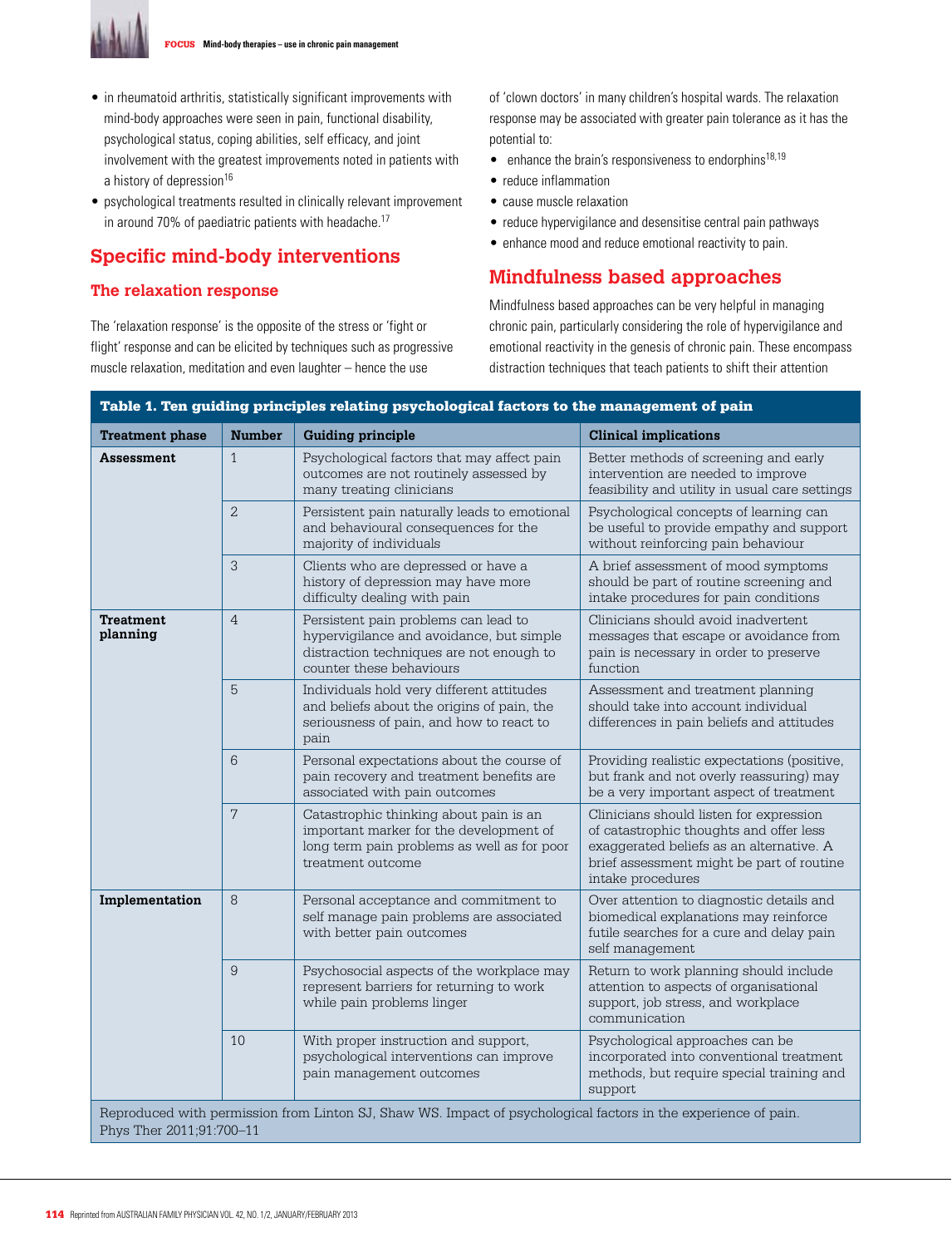- in rheumatoid arthritis, statistically significant improvements with mind-body approaches were seen in pain, functional disability, psychological status, coping abilities, self efficacy, and joint involvement with the greatest improvements noted in patients with a history of depression[16]
- psychological treatments resulted in clinically relevant improvement in around 70% of paediatric patients with headache.[17]

## Specific mind-body interventions

### The relaxation response

The 'relaxation response' is the opposite of the stress or 'fight or flight' response and can be elicited by techniques such as progressive muscle relaxation, meditation and even laughter – hence the use of 'clown doctors' in many children's hospital wards. The relaxation response may be associated with greater pain tolerance as it has the potential to:

- enhance the brain's responsiveness to endorphins[18,19]
- reduce inflammation
- cause muscle relaxation
- reduce hypervigilance and desensitise central pain pathways
- enhance mood and reduce emotional reactivity to pain.

## Mindfulness based approaches

Mindfulness based approaches can be very helpful in managing chronic pain, particularly considering the role of hypervigilance and emotional reactivity in the genesis of chronic pain. These encompass distraction techniques that teach patients to shift their attention

**Table 1. Ten guiding principles relating psychological factors to the management of pain**

| Treatment phase | Number | Guiding principle | Clinical implications |
|---|---|---|---|
| **Assessment** | 1 | Psychological factors that may affect pain outcomes are not routinely assessed by many treating clinicians | Better methods of screening and early intervention are needed to improve feasibility and utility in usual care settings |
| | 2 | Persistent pain naturally leads to emotional and behavioural consequences for the majority of individuals | Psychological concepts of learning can be useful to provide empathy and support without reinforcing pain behaviour |
| | 3 | Clients who are depressed or have a history of depression may have more difficulty dealing with pain | A brief assessment of mood symptoms should be part of routine screening and intake procedures for pain conditions |
| **Treatment planning** | 4 | Persistent pain problems can lead to hypervigilance and avoidance, but simple distraction techniques are not enough to counter these behaviours | Clinicians should avoid inadvertent messages that escape or avoidance from pain is necessary in order to preserve function |
| | 5 | Individuals hold very different attitudes and beliefs about the origins of pain, the seriousness of pain, and how to react to pain | Assessment and treatment planning should take into account individual differences in pain beliefs and attitudes |
| | 6 | Personal expectations about the course of pain recovery and treatment benefits are associated with pain outcomes | Providing realistic expectations (positive, but frank and not overly reassuring) may be a very important aspect of treatment |
| | 7 | Catastrophic thinking about pain is an important marker for the development of long term pain problems as well as for poor treatment outcome | Clinicians should listen for expression of catastrophic thoughts and offer less exaggerated beliefs as an alternative. A brief assessment might be part of routine intake procedures |
| **Implementation** | 8 | Personal acceptance and commitment to self manage pain problems are associated with better pain outcomes | Over attention to diagnostic details and biomedical explanations may reinforce futile searches for a cure and delay pain self management |
| | 9 | Psychosocial aspects of the workplace may represent barriers for returning to work while pain problems linger | Return to work planning should include attention to aspects of organisational support, job stress, and workplace communication |
| | 10 | With proper instruction and support, psychological interventions can improve pain management outcomes | Psychological approaches can be incorporated into conventional treatment methods, but require special training and support |

Reproduced with permission from Linton SJ, Shaw WS. Impact of psychological factors in the experience of pain. Phys Ther 2011;91:700–11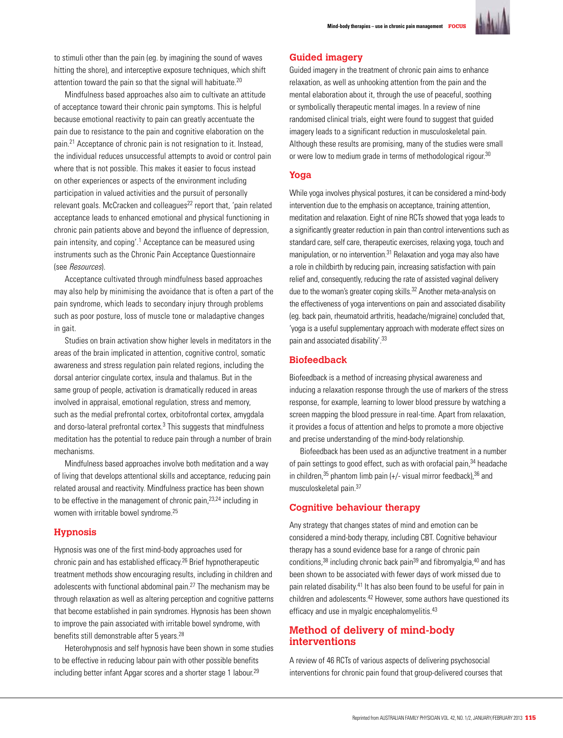to stimuli other than the pain (eg. by imagining the sound of waves hitting the shore), and interceptive exposure techniques, which shift attention toward the pain so that the signal will habituate.[20]

Mindfulness based approaches also aim to cultivate an attitude of acceptance toward their chronic pain symptoms. This is helpful because emotional reactivity to pain can greatly accentuate the pain due to resistance to the pain and cognitive elaboration on the pain.[21] Acceptance of chronic pain is not resignation to it. Instead, the individual reduces unsuccessful attempts to avoid or control pain where that is not possible. This makes it easier to focus instead on other experiences or aspects of the environment including participation in valued activities and the pursuit of personally relevant goals. McCracken and colleagues[22] report that, 'pain related acceptance leads to enhanced emotional and physical functioning in chronic pain patients above and beyond the influence of depression, pain intensity, and coping'.[1] Acceptance can be measured using instruments such as the Chronic Pain Acceptance Questionnaire (see *Resources*).

Acceptance cultivated through mindfulness based approaches may also help by minimising the avoidance that is often a part of the pain syndrome, which leads to secondary injury through problems such as poor posture, loss of muscle tone or maladaptive changes in gait.

Studies on brain activation show higher levels in meditators in the areas of the brain implicated in attention, cognitive control, somatic awareness and stress regulation pain related regions, including the dorsal anterior cingulate cortex, insula and thalamus. But in the same group of people, activation is dramatically reduced in areas involved in appraisal, emotional regulation, stress and memory, such as the medial prefrontal cortex, orbitofrontal cortex, amygdala and dorso-lateral prefrontal cortex.[3] This suggests that mindfulness meditation has the potential to reduce pain through a number of brain mechanisms.

Mindfulness based approaches involve both meditation and a way of living that develops attentional skills and acceptance, reducing pain related arousal and reactivity. Mindfulness practice has been shown to be effective in the management of chronic pain,[23,24] including in women with irritable bowel syndrome.[25]

## Hypnosis

Hypnosis was one of the first mind-body approaches used for chronic pain and has established efficacy.[26] Brief hypnotherapeutic treatment methods show encouraging results, including in children and adolescents with functional abdominal pain.[27] The mechanism may be through relaxation as well as altering perception and cognitive patterns that become established in pain syndromes. Hypnosis has been shown to improve the pain associated with irritable bowel syndrome, with benefits still demonstrable after 5 years.[28]

Heterohypnosis and self hypnosis have been shown in some studies to be effective in reducing labour pain with other possible benefits including better infant Apgar scores and a shorter stage 1 labour.[29]

## Guided imagery

Guided imagery in the treatment of chronic pain aims to enhance relaxation, as well as unhooking attention from the pain and the mental elaboration about it, through the use of peaceful, soothing or symbolically therapeutic mental images. In a review of nine randomised clinical trials, eight were found to suggest that guided imagery leads to a significant reduction in musculoskeletal pain. Although these results are promising, many of the studies were small or were low to medium grade in terms of methodological rigour.[30]

## Yoga

While yoga involves physical postures, it can be considered a mind-body intervention due to the emphasis on acceptance, training attention, meditation and relaxation. Eight of nine RCTs showed that yoga leads to a significantly greater reduction in pain than control interventions such as standard care, self care, therapeutic exercises, relaxing yoga, touch and manipulation, or no intervention.[31] Relaxation and yoga may also have a role in childbirth by reducing pain, increasing satisfaction with pain relief and, consequently, reducing the rate of assisted vaginal delivery due to the woman's greater coping skills.[32] Another meta-analysis on the effectiveness of yoga interventions on pain and associated disability (eg. back pain, rheumatoid arthritis, headache/migraine) concluded that, 'yoga is a useful supplementary approach with moderate effect sizes on pain and associated disability'.[33]

## Biofeedback

Biofeedback is a method of increasing physical awareness and inducing a relaxation response through the use of markers of the stress response, for example, learning to lower blood pressure by watching a screen mapping the blood pressure in real-time. Apart from relaxation, it provides a focus of attention and helps to promote a more objective and precise understanding of the mind-body relationship.

Biofeedback has been used as an adjunctive treatment in a number of pain settings to good effect, such as with orofacial pain,[34] headache in children,[35] phantom limb pain (+/- visual mirror feedback),[36] and musculoskeletal pain.[37]

## Cognitive behaviour therapy

Any strategy that changes states of mind and emotion can be considered a mind-body therapy, including CBT. Cognitive behaviour therapy has a sound evidence base for a range of chronic pain conditions,[38] including chronic back pain[39] and fibromyalgia,[40] and has been shown to be associated with fewer days of work missed due to pain related disability.[41] It has also been found to be useful for pain in children and adolescents.[42] However, some authors have questioned its efficacy and use in myalgic encephalomyelitis.[43]

## Method of delivery of mind-body interventions

A review of 46 RCTs of various aspects of delivering psychosocial interventions for chronic pain found that group-delivered courses that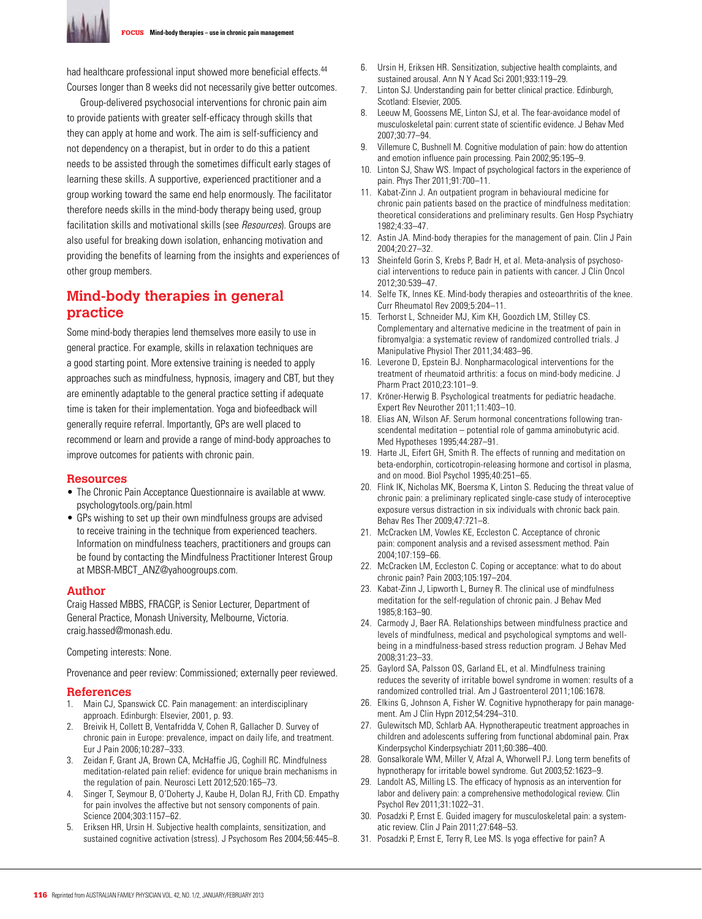had healthcare professional input showed more beneficial effects.[44] Courses longer than 8 weeks did not necessarily give better outcomes.

Group-delivered psychosocial interventions for chronic pain aim to provide patients with greater self-efficacy through skills that they can apply at home and work. The aim is self-sufficiency and not dependency on a therapist, but in order to do this a patient needs to be assisted through the sometimes difficult early stages of learning these skills. A supportive, experienced practitioner and a group working toward the same end help enormously. The facilitator therefore needs skills in the mind-body therapy being used, group facilitation skills and motivational skills (see *Resources*). Groups are also useful for breaking down isolation, enhancing motivation and providing the benefits of learning from the insights and experiences of other group members.

## Mind-body therapies in general practice

Some mind-body therapies lend themselves more easily to use in general practice. For example, skills in relaxation techniques are a good starting point. More extensive training is needed to apply approaches such as mindfulness, hypnosis, imagery and CBT, but they are eminently adaptable to the general practice setting if adequate time is taken for their implementation. Yoga and biofeedback will generally require referral. Importantly, GPs are well placed to recommend or learn and provide a range of mind-body approaches to improve outcomes for patients with chronic pain.

### Resources

- The Chronic Pain Acceptance Questionnaire is available at www.psychologytools.org/pain.html
- GPs wishing to set up their own mindfulness groups are advised to receive training in the technique from experienced teachers. Information on mindfulness teachers, practitioners and groups can be found by contacting the Mindfulness Practitioner Interest Group at MBSR-MBCT_ANZ@yahoogroups.com.

### Author

Craig Hassed MBBS, FRACGP, is Senior Lecturer, Department of General Practice, Monash University, Melbourne, Victoria. craig.hassed@monash.edu.

Competing interests: None.

Provenance and peer review: Commissioned; externally peer reviewed.

### References

1. Main CJ, Spanswick CC. Pain management: an interdisciplinary approach. Edinburgh: Elsevier, 2001, p. 93.
2. Breivik H, Collett B, Ventafridda V, Cohen R, Gallacher D. Survey of chronic pain in Europe: prevalence, impact on daily life, and treatment. Eur J Pain 2006;10:287–333.
3. Zeidan F, Grant JA, Brown CA, McHaffie JG, Coghill RC. Mindfulness meditation-related pain relief: evidence for unique brain mechanisms in the regulation of pain. Neurosci Lett 2012;520:165–73.
4. Singer T, Seymour B, O'Doherty J, Kaube H, Dolan RJ, Frith CD. Empathy for pain involves the affective but not sensory components of pain. Science 2004;303:1157–62.
5. Eriksen HR, Ursin H. Subjective health complaints, sensitization, and sustained cognitive activation (stress). J Psychosom Res 2004;56:445–8.
6. Ursin H, Eriksen HR. Sensitization, subjective health complaints, and sustained arousal. Ann N Y Acad Sci 2001;933:119–29.
7. Linton SJ. Understanding pain for better clinical practice. Edinburgh, Scotland: Elsevier, 2005.
8. Leeuw M, Goossens ME, Linton SJ, et al. The fear-avoidance model of musculoskeletal pain: current state of scientific evidence. J Behav Med 2007;30:77–94.
9. Villemure C, Bushnell M. Cognitive modulation of pain: how do attention and emotion influence pain processing. Pain 2002;95:195–9.
10. Linton SJ, Shaw WS. Impact of psychological factors in the experience of pain. Phys Ther 2011;91:700–11.
11. Kabat-Zinn J. An outpatient program in behavioural medicine for chronic pain patients based on the practice of mindfulness meditation: theoretical considerations and preliminary results. Gen Hosp Psychiatry 1982;4:33–47.
12. Astin JA. Mind-body therapies for the management of pain. Clin J Pain 2004;20:27–32.
13. Sheinfeld Gorin S, Krebs P, Badr H, et al. Meta-analysis of psychosocial interventions to reduce pain in patients with cancer. J Clin Oncol 2012;30:539–47.
14. Selfe TK, Innes KE. Mind-body therapies and osteoarthritis of the knee. Curr Rheumatol Rev 2009;5:204–11.
15. Terhorst L, Schneider MJ, Kim KH, Goozdich LM, Stilley CS. Complementary and alternative medicine in the treatment of pain in fibromyalgia: a systematic review of randomized controlled trials. J Manipulative Physiol Ther 2011;34:483–96.
16. Leverone D, Epstein BJ. Nonpharmacological interventions for the treatment of rheumatoid arthritis: a focus on mind-body medicine. J Pharm Pract 2010;23:101–9.
17. Kröner-Herwig B. Psychological treatments for pediatric headache. Expert Rev Neurother 2011;11:403–10.
18. Elias AN, Wilson AF. Serum hormonal concentrations following transcendental meditation – potential role of gamma aminobutyric acid. Med Hypotheses 1995;44:287–91.
19. Harte JL, Eifert GH, Smith R. The effects of running and meditation on beta-endorphin, corticotropin-releasing hormone and cortisol in plasma, and on mood. Biol Psychol 1995;40:251–65.
20. Flink IK, Nicholas MK, Boersma K, Linton S. Reducing the threat value of chronic pain: a preliminary replicated single-case study of interoceptive exposure versus distraction in six individuals with chronic back pain. Behav Res Ther 2009;47:721–8.
21. McCracken LM, Vowles KE, Eccleston C. Acceptance of chronic pain: component analysis and a revised assessment method. Pain 2004;107:159–66.
22. McCracken LM, Eccleston C. Coping or acceptance: what to do about chronic pain? Pain 2003;105:197–204.
23. Kabat-Zinn J, Lipworth L, Burney R. The clinical use of mindfulness meditation for the self-regulation of chronic pain. J Behav Med 1985;8:163–90.
24. Carmody J, Baer RA. Relationships between mindfulness practice and levels of mindfulness, medical and psychological symptoms and well-being in a mindfulness-based stress reduction program. J Behav Med 2008;31:23–33.
25. Gaylord SA, Palsson OS, Garland EL, et al. Mindfulness training reduces the severity of irritable bowel syndrome in women: results of a randomized controlled trial. Am J Gastroenterol 2011;106:1678.
26. Elkins G, Johnson A, Fisher W. Cognitive hypnotherapy for pain management. Am J Clin Hypn 2012;54:294–310.
27. Gulewitsch MD, Schlarb AA. Hypnotherapeutic treatment approaches in children and adolescents suffering from functional abdominal pain. Prax Kinderpsychol Kinderpsychiatr 2011;60:386–400.
28. Gonsalkorale WM, Miller V, Afzal A, Whorwell PJ. Long term benefits of hypnotherapy for irritable bowel syndrome. Gut 2003;52:1623–9.
29. Landolt AS, Milling LS. The efficacy of hypnosis as an intervention for labor and delivery pain: a comprehensive methodological review. Clin Psychol Rev 2011;31:1022–31.
30. Posadzki P, Ernst E. Guided imagery for musculoskeletal pain: a systematic review. Clin J Pain 2011;27:648–53.
31. Posadzki P, Ernst E, Terry R, Lee MS. Is yoga effective for pain? A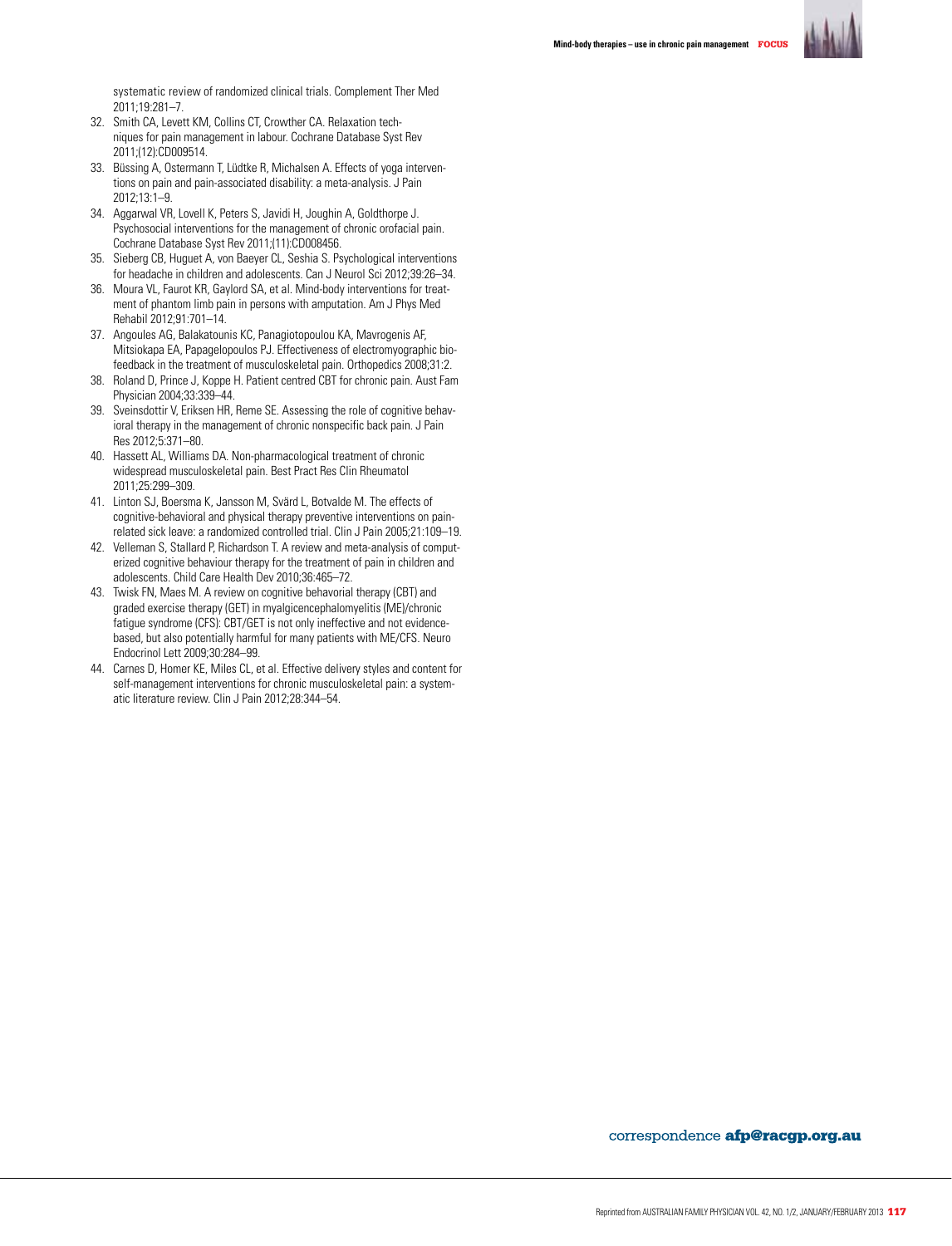systematic review of randomized clinical trials. Complement Ther Med 2011;19:281–7.

32. Smith CA, Levett KM, Collins CT, Crowther CA. Relaxation techniques for pain management in labour. Cochrane Database Syst Rev 2011;(12):CD009514.
33. Büssing A, Ostermann T, Lüdtke R, Michalsen A. Effects of yoga interventions on pain and pain-associated disability: a meta-analysis. J Pain 2012;13:1–9.
34. Aggarwal VR, Lovell K, Peters S, Javidi H, Joughin A, Goldthorpe J. Psychosocial interventions for the management of chronic orofacial pain. Cochrane Database Syst Rev 2011;(11):CD008456.
35. Sieberg CB, Huguet A, von Baeyer CL, Seshia S. Psychological interventions for headache in children and adolescents. Can J Neurol Sci 2012;39:26–34.
36. Moura VL, Faurot KR, Gaylord SA, et al. Mind-body interventions for treatment of phantom limb pain in persons with amputation. Am J Phys Med Rehabil 2012;91:701–14.
37. Angoules AG, Balakatounis KC, Panagiotopoulou KA, Mavrogenis AF, Mitsiokapa EA, Papagelopoulos PJ. Effectiveness of electromyographic biofeedback in the treatment of musculoskeletal pain. Orthopedics 2008;31:2.
38. Roland D, Prince J, Koppe H. Patient centred CBT for chronic pain. Aust Fam Physician 2004;33:339–44.
39. Sveinsdottir V, Eriksen HR, Reme SE. Assessing the role of cognitive behavioral therapy in the management of chronic nonspecific back pain. J Pain Res 2012;5:371–80.
40. Hassett AL, Williams DA. Non-pharmacological treatment of chronic widespread musculoskeletal pain. Best Pract Res Clin Rheumatol 2011;25:299–309.
41. Linton SJ, Boersma K, Jansson M, Svärd L, Botvalde M. The effects of cognitive-behavioral and physical therapy preventive interventions on pain-related sick leave: a randomized controlled trial. Clin J Pain 2005;21:109–19.
42. Velleman S, Stallard P, Richardson T. A review and meta-analysis of computerized cognitive behaviour therapy for the treatment of pain in children and adolescents. Child Care Health Dev 2010;36:465–72.
43. Twisk FN, Maes M. A review on cognitive behavorial therapy (CBT) and graded exercise therapy (GET) in myalgicencephalomyelitis (ME)/chronic fatigue syndrome (CFS): CBT/GET is not only ineffective and not evidence-based, but also potentially harmful for many patients with ME/CFS. Neuro Endocrinol Lett 2009;30:284–99.
44. Carnes D, Homer KE, Miles CL, et al. Effective delivery styles and content for self-management interventions for chronic musculoskeletal pain: a systematic literature review. Clin J Pain 2012;28:344–54.

correspondence **afp@racgp.org.au**